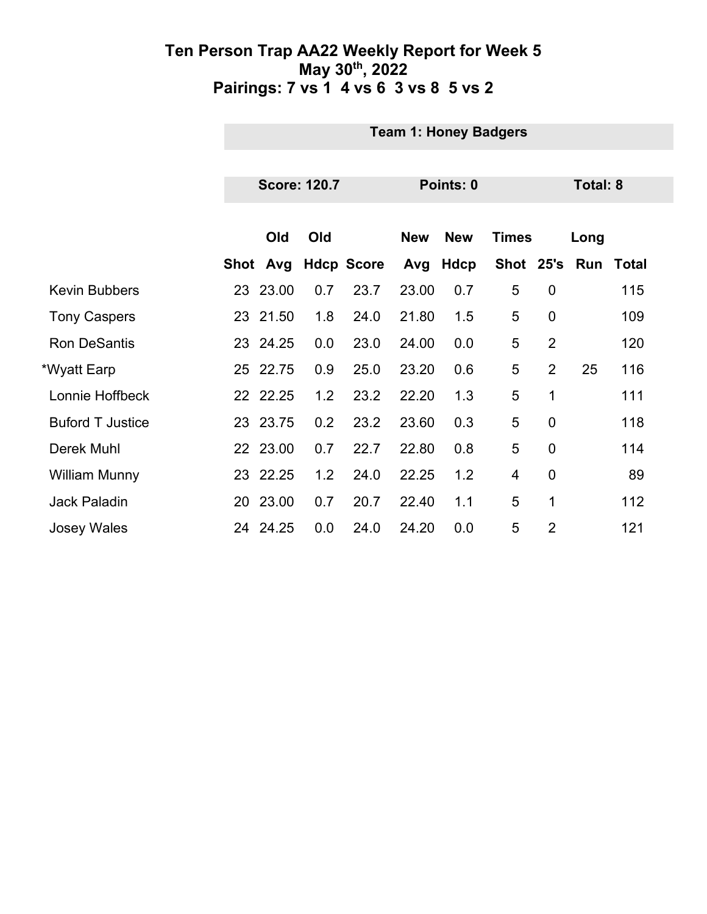# Ten Person Trap AA22 Weekly Report for Week 5
## May 30th, 2022
## Pairings: 7 vs 1  4 vs 6  3 vs 8  5 vs 2

### Team 1: Honey Badgers

**Score: 120.7** | **Points: 0** | **Total: 8**

| | Shot | Old Avg | Old Hdcp | Score | New Avg | New Hdcp | Times Shot | 25's | Long Run | Total |
|---|---|---|---|---|---|---|---|---|---|---|
| Kevin Bubbers | 23 | 23.00 | 0.7 | 23.7 | 23.00 | 0.7 | 5 | 0 | | 115 |
| Tony Caspers | 23 | 21.50 | 1.8 | 24.0 | 21.80 | 1.5 | 5 | 0 | | 109 |
| Ron DeSantis | 23 | 24.25 | 0.0 | 23.0 | 24.00 | 0.0 | 5 | 2 | | 120 |
| *Wyatt Earp | 25 | 22.75 | 0.9 | 25.0 | 23.20 | 0.6 | 5 | 2 | 25 | 116 |
| Lonnie Hoffbeck | 22 | 22.25 | 1.2 | 23.2 | 22.20 | 1.3 | 5 | 1 | | 111 |
| Buford T Justice | 23 | 23.75 | 0.2 | 23.2 | 23.60 | 0.3 | 5 | 0 | | 118 |
| Derek Muhl | 22 | 23.00 | 0.7 | 22.7 | 22.80 | 0.8 | 5 | 0 | | 114 |
| William Munny | 23 | 22.25 | 1.2 | 24.0 | 22.25 | 1.2 | 4 | 0 | | 89 |
| Jack Paladin | 20 | 23.00 | 0.7 | 20.7 | 22.40 | 1.1 | 5 | 1 | | 112 |
| Josey Wales | 24 | 24.25 | 0.0 | 24.0 | 24.20 | 0.0 | 5 | 2 | | 121 |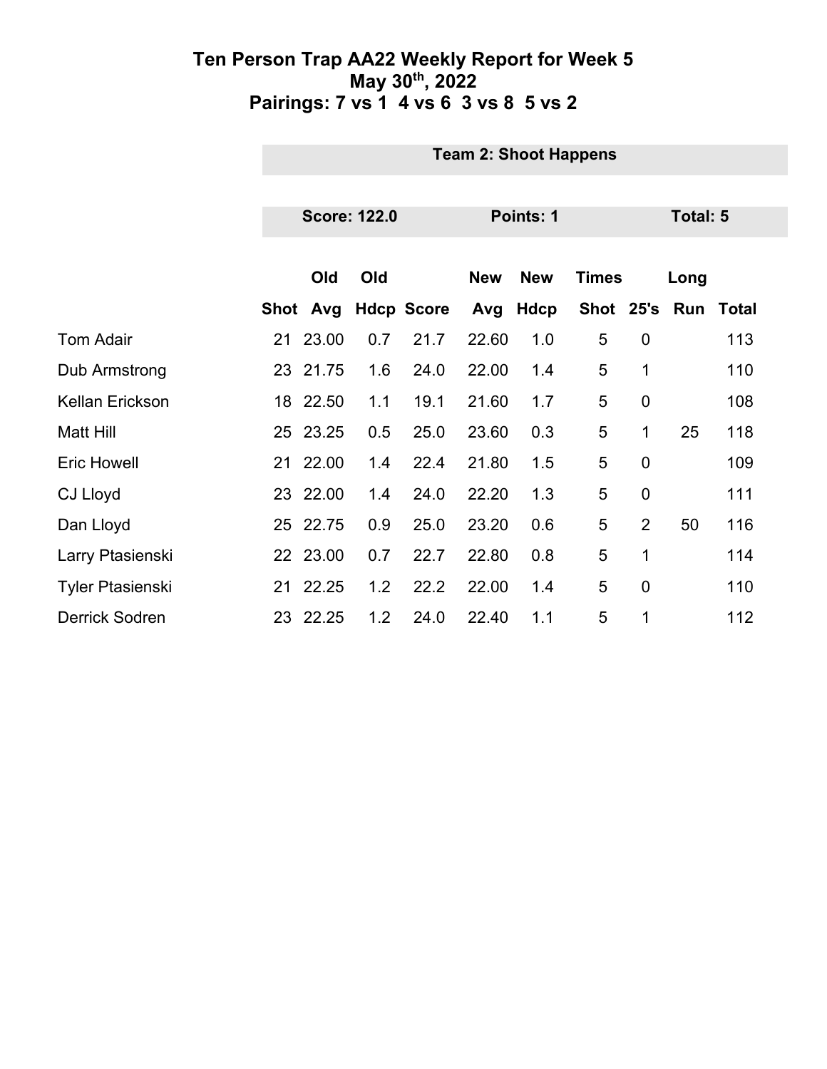# Ten Person Trap AA22 Weekly Report for Week 5
## May 30th, 2022
## Pairings: 7 vs 1  4 vs 6  3 vs 8  5 vs 2

**Team 2: Shoot Happens**

**Score: 122.0** | **Points: 1** | **Total: 5**

| | Shot | Old Avg | Old Hdcp | Score | New Avg | New Hdcp | Times Shot | 25's | Long Run | Total |
|---|---|---|---|---|---|---|---|---|---|---|
| Tom Adair | 21 | 23.00 | 0.7 | 21.7 | 22.60 | 1.0 | 5 | 0 | | 113 |
| Dub Armstrong | 23 | 21.75 | 1.6 | 24.0 | 22.00 | 1.4 | 5 | 1 | | 110 |
| Kellan Erickson | 18 | 22.50 | 1.1 | 19.1 | 21.60 | 1.7 | 5 | 0 | | 108 |
| Matt Hill | 25 | 23.25 | 0.5 | 25.0 | 23.60 | 0.3 | 5 | 1 | 25 | 118 |
| Eric Howell | 21 | 22.00 | 1.4 | 22.4 | 21.80 | 1.5 | 5 | 0 | | 109 |
| CJ Lloyd | 23 | 22.00 | 1.4 | 24.0 | 22.20 | 1.3 | 5 | 0 | | 111 |
| Dan Lloyd | 25 | 22.75 | 0.9 | 25.0 | 23.20 | 0.6 | 5 | 2 | 50 | 116 |
| Larry Ptasienski | 22 | 23.00 | 0.7 | 22.7 | 22.80 | 0.8 | 5 | 1 | | 114 |
| Tyler Ptasienski | 21 | 22.25 | 1.2 | 22.2 | 22.00 | 1.4 | 5 | 0 | | 110 |
| Derrick Sodren | 23 | 22.25 | 1.2 | 24.0 | 22.40 | 1.1 | 5 | 1 | | 112 |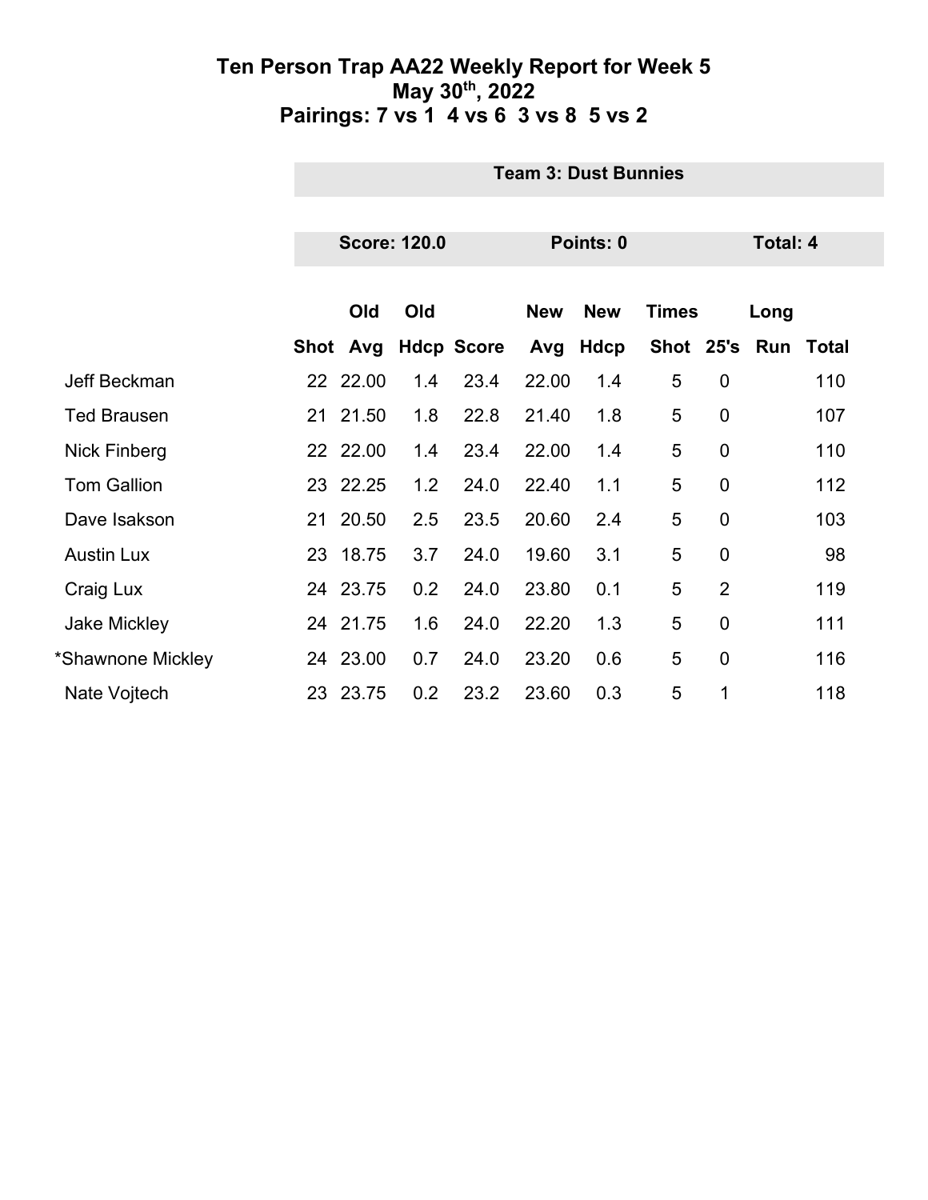# Ten Person Trap AA22 Weekly Report for Week 5
## May 30th, 2022
## Pairings: 7 vs 1  4 vs 6  3 vs 8  5 vs 2

**Team 3: Dust Bunnies**

**Score: 120.0** | **Points: 0** | **Total: 4**

| | Shot | Old Avg | Old Hdcp | Score | New Avg | New Hdcp | Times Shot | 25's | Long Run | Total |
|---|---|---|---|---|---|---|---|---|---|---|
| Jeff Beckman | 22 | 22.00 | 1.4 | 23.4 | 22.00 | 1.4 | 5 | 0 | | 110 |
| Ted Brausen | 21 | 21.50 | 1.8 | 22.8 | 21.40 | 1.8 | 5 | 0 | | 107 |
| Nick Finberg | 22 | 22.00 | 1.4 | 23.4 | 22.00 | 1.4 | 5 | 0 | | 110 |
| Tom Gallion | 23 | 22.25 | 1.2 | 24.0 | 22.40 | 1.1 | 5 | 0 | | 112 |
| Dave Isakson | 21 | 20.50 | 2.5 | 23.5 | 20.60 | 2.4 | 5 | 0 | | 103 |
| Austin Lux | 23 | 18.75 | 3.7 | 24.0 | 19.60 | 3.1 | 5 | 0 | | 98 |
| Craig Lux | 24 | 23.75 | 0.2 | 24.0 | 23.80 | 0.1 | 5 | 2 | | 119 |
| Jake Mickley | 24 | 21.75 | 1.6 | 24.0 | 22.20 | 1.3 | 5 | 0 | | 111 |
| *Shawnone Mickley | 24 | 23.00 | 0.7 | 24.0 | 23.20 | 0.6 | 5 | 0 | | 116 |
| Nate Vojtech | 23 | 23.75 | 0.2 | 23.2 | 23.60 | 0.3 | 5 | 1 | | 118 |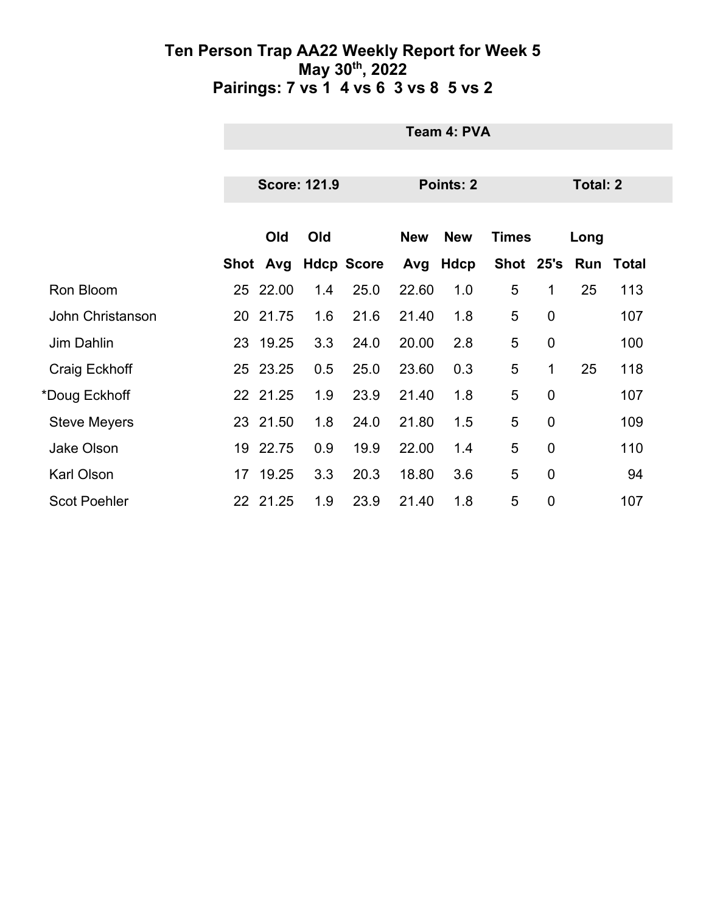# Ten Person Trap AA22 Weekly Report for Week 5
## May 30th, 2022
## Pairings: 7 vs 1 4 vs 6 3 vs 8 5 vs 2

**Team 4: PVA**

**Score: 121.9** | **Points: 2** | **Total: 2**

| | Shot | Old Avg | Old Hdcp | Score | New Avg | New Hdcp | Times Shot | 25's | Long Run | Total |
|---|---|---|---|---|---|---|---|---|---|---|
| Ron Bloom | 25 | 22.00 | 1.4 | 25.0 | 22.60 | 1.0 | 5 | 1 | 25 | 113 |
| John Christanson | 20 | 21.75 | 1.6 | 21.6 | 21.40 | 1.8 | 5 | 0 | | 107 |
| Jim Dahlin | 23 | 19.25 | 3.3 | 24.0 | 20.00 | 2.8 | 5 | 0 | | 100 |
| Craig Eckhoff | 25 | 23.25 | 0.5 | 25.0 | 23.60 | 0.3 | 5 | 1 | 25 | 118 |
| *Doug Eckhoff | 22 | 21.25 | 1.9 | 23.9 | 21.40 | 1.8 | 5 | 0 | | 107 |
| Steve Meyers | 23 | 21.50 | 1.8 | 24.0 | 21.80 | 1.5 | 5 | 0 | | 109 |
| Jake Olson | 19 | 22.75 | 0.9 | 19.9 | 22.00 | 1.4 | 5 | 0 | | 110 |
| Karl Olson | 17 | 19.25 | 3.3 | 20.3 | 18.80 | 3.6 | 5 | 0 | | 94 |
| Scot Poehler | 22 | 21.25 | 1.9 | 23.9 | 21.40 | 1.8 | 5 | 0 | | 107 |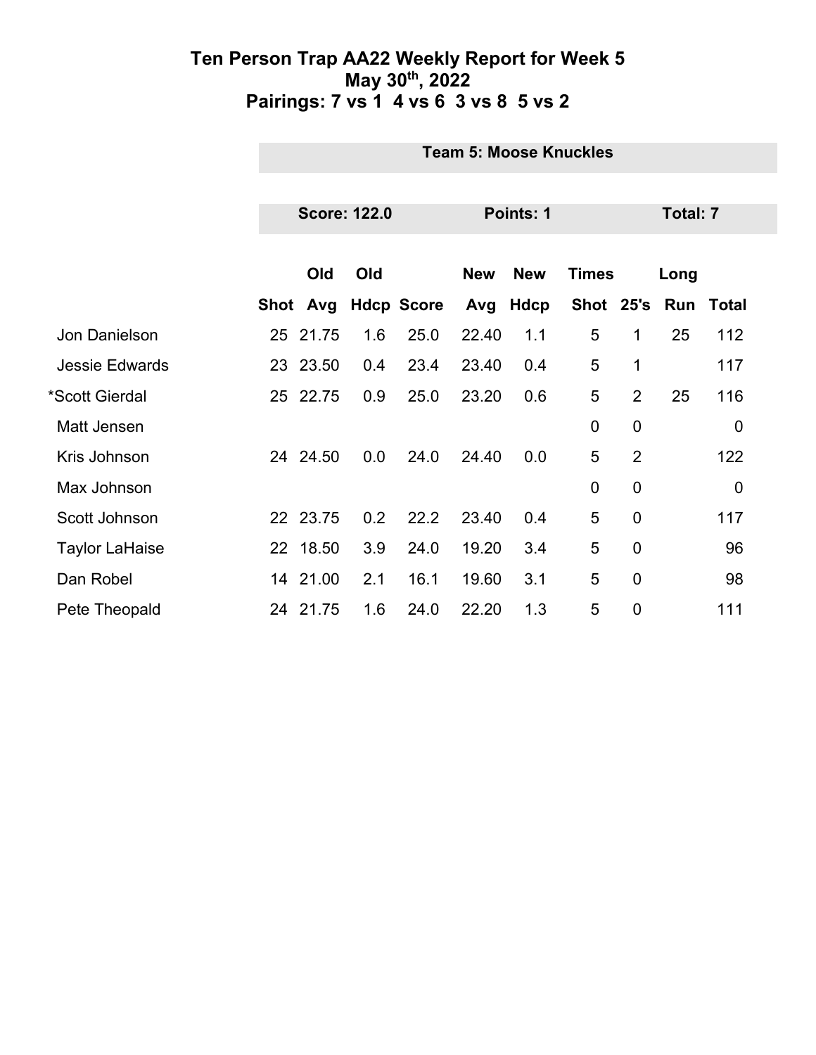# Ten Person Trap AA22 Weekly Report for Week 5
## May 30th, 2022
## Pairings: 7 vs 1  4 vs 6  3 vs 8  5 vs 2

**Team 5: Moose Knuckles**

**Score: 122.0** | **Points: 1** | **Total: 7**

| | Shot | Old Avg | Old Hdcp | Score | New Avg | New Hdcp | Times Shot | 25's | Long Run | Total |
|---|---|---|---|---|---|---|---|---|---|---|
| Jon Danielson | 25 | 21.75 | 1.6 | 25.0 | 22.40 | 1.1 | 5 | 1 | 25 | 112 |
| Jessie Edwards | 23 | 23.50 | 0.4 | 23.4 | 23.40 | 0.4 | 5 | 1 | | 117 |
| *Scott Gierdal | 25 | 22.75 | 0.9 | 25.0 | 23.20 | 0.6 | 5 | 2 | 25 | 116 |
| Matt Jensen | | | | | | | 0 | 0 | | 0 |
| Kris Johnson | 24 | 24.50 | 0.0 | 24.0 | 24.40 | 0.0 | 5 | 2 | | 122 |
| Max Johnson | | | | | | | 0 | 0 | | 0 |
| Scott Johnson | 22 | 23.75 | 0.2 | 22.2 | 23.40 | 0.4 | 5 | 0 | | 117 |
| Taylor LaHaise | 22 | 18.50 | 3.9 | 24.0 | 19.20 | 3.4 | 5 | 0 | | 96 |
| Dan Robel | 14 | 21.00 | 2.1 | 16.1 | 19.60 | 3.1 | 5 | 0 | | 98 |
| Pete Theopald | 24 | 21.75 | 1.6 | 24.0 | 22.20 | 1.3 | 5 | 0 | | 111 |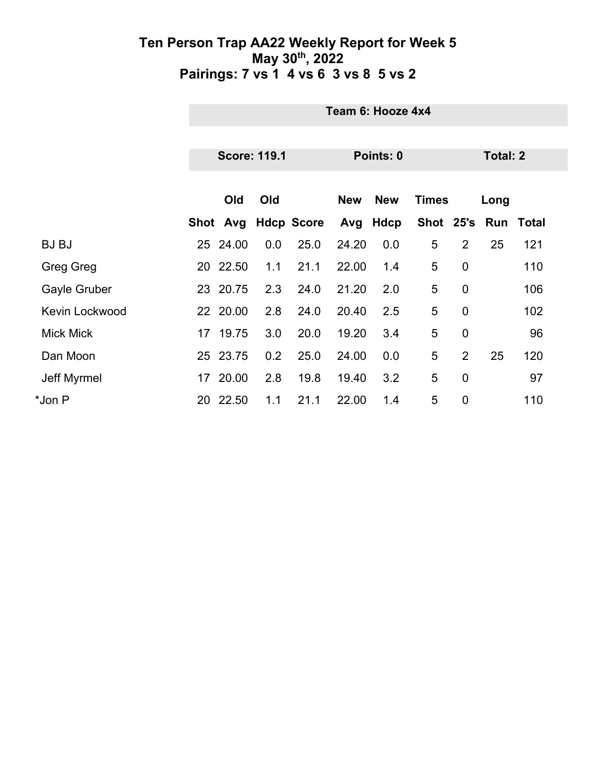# Ten Person Trap AA22 Weekly Report for Week 5

## May 30th, 2022

## Pairings: 7 vs 1 4 vs 6 3 vs 8 5 vs 2

**Team 6: Hooze 4x4**

**Score: 119.1** | **Points: 0** | **Total: 2**

| | Shot | Old Avg | Old Hdcp | Score | New Avg | New Hdcp | Times Shot | 25's | Long Run | Total |
|---|---|---|---|---|---|---|---|---|---|---|
| BJ BJ | 25 | 24.00 | 0.0 | 25.0 | 24.20 | 0.0 | 5 | 2 | 25 | 121 |
| Greg Greg | 20 | 22.50 | 1.1 | 21.1 | 22.00 | 1.4 | 5 | 0 | | 110 |
| Gayle Gruber | 23 | 20.75 | 2.3 | 24.0 | 21.20 | 2.0 | 5 | 0 | | 106 |
| Kevin Lockwood | 22 | 20.00 | 2.8 | 24.0 | 20.40 | 2.5 | 5 | 0 | | 102 |
| Mick Mick | 17 | 19.75 | 3.0 | 20.0 | 19.20 | 3.4 | 5 | 0 | | 96 |
| Dan Moon | 25 | 23.75 | 0.2 | 25.0 | 24.00 | 0.0 | 5 | 2 | 25 | 120 |
| Jeff Myrmel | 17 | 20.00 | 2.8 | 19.8 | 19.40 | 3.2 | 5 | 0 | | 97 |
| *Jon P | 20 | 22.50 | 1.1 | 21.1 | 22.00 | 1.4 | 5 | 0 | | 110 |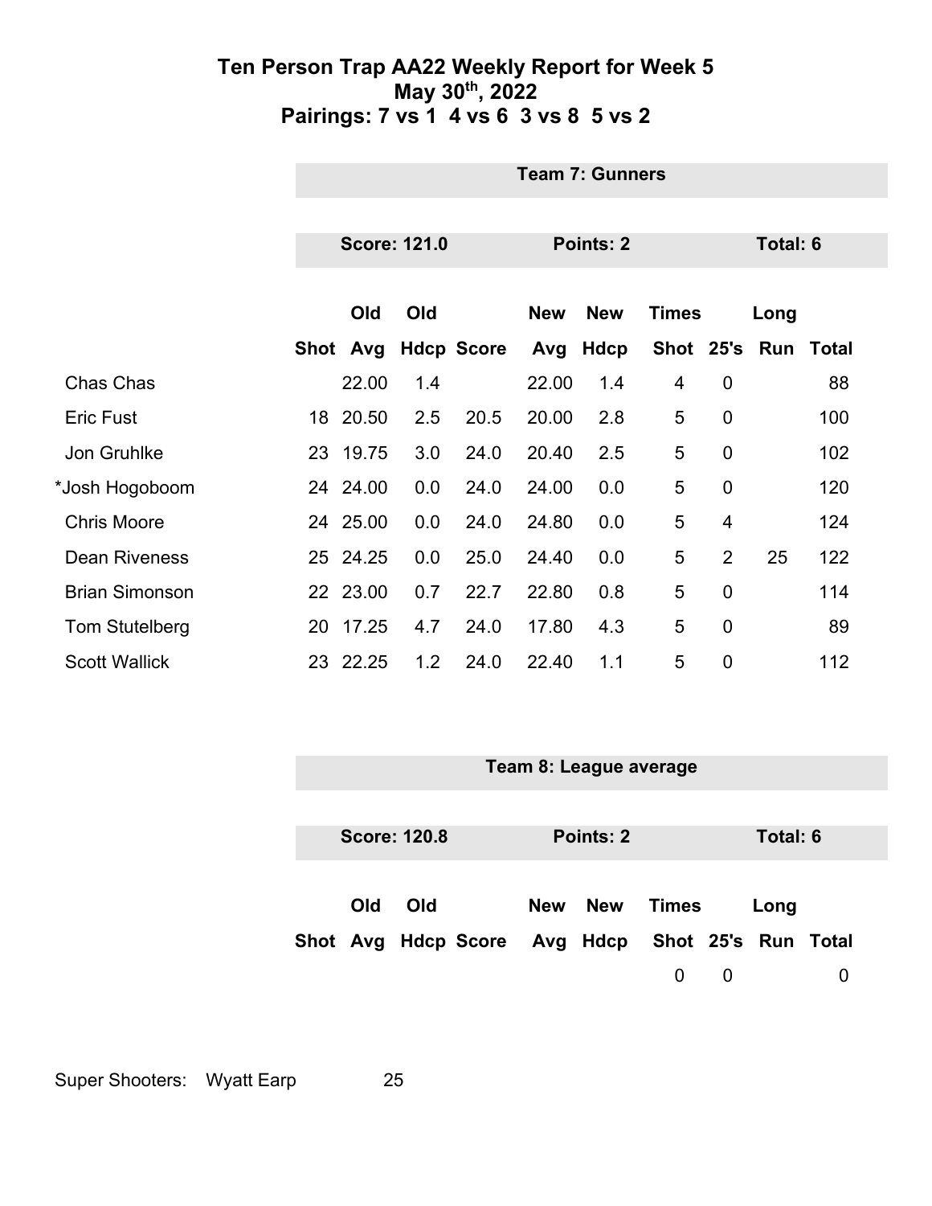# Ten Person Trap AA22 Weekly Report for Week 5
## May 30th, 2022
## Pairings: 7 vs 1  4 vs 6  3 vs 8  5 vs 2

### Team 7: Gunners

**Score: 121.0** | **Points: 2** | **Total: 6**

| | Shot | Old Avg | Old Hdcp | Score | New Avg | New Hdcp | Times Shot | 25's | Long Run | Total |
|---|---|---|---|---|---|---|---|---|---|---|
| Chas Chas | | 22.00 | 1.4 | | 22.00 | 1.4 | 4 | 0 | | 88 |
| Eric Fust | 18 | 20.50 | 2.5 | 20.5 | 20.00 | 2.8 | 5 | 0 | | 100 |
| Jon Gruhlke | 23 | 19.75 | 3.0 | 24.0 | 20.40 | 2.5 | 5 | 0 | | 102 |
| *Josh Hogoboom | 24 | 24.00 | 0.0 | 24.0 | 24.00 | 0.0 | 5 | 0 | | 120 |
| Chris Moore | 24 | 25.00 | 0.0 | 24.0 | 24.80 | 0.0 | 5 | 4 | | 124 |
| Dean Riveness | 25 | 24.25 | 0.0 | 25.0 | 24.40 | 0.0 | 5 | 2 | 25 | 122 |
| Brian Simonson | 22 | 23.00 | 0.7 | 22.7 | 22.80 | 0.8 | 5 | 0 | | 114 |
| Tom Stutelberg | 20 | 17.25 | 4.7 | 24.0 | 17.80 | 4.3 | 5 | 0 | | 89 |
| Scott Wallick | 23 | 22.25 | 1.2 | 24.0 | 22.40 | 1.1 | 5 | 0 | | 112 |

### Team 8: League average

**Score: 120.8** | **Points: 2** | **Total: 6**

| | Shot | Old Avg | Old Hdcp | Score | New Avg | New Hdcp | Times Shot | 25's | Long Run | Total |
|---|---|---|---|---|---|---|---|---|---|---|
| | | | | | | | 0 | 0 | | 0 |

Super Shooters: Wyatt Earp 25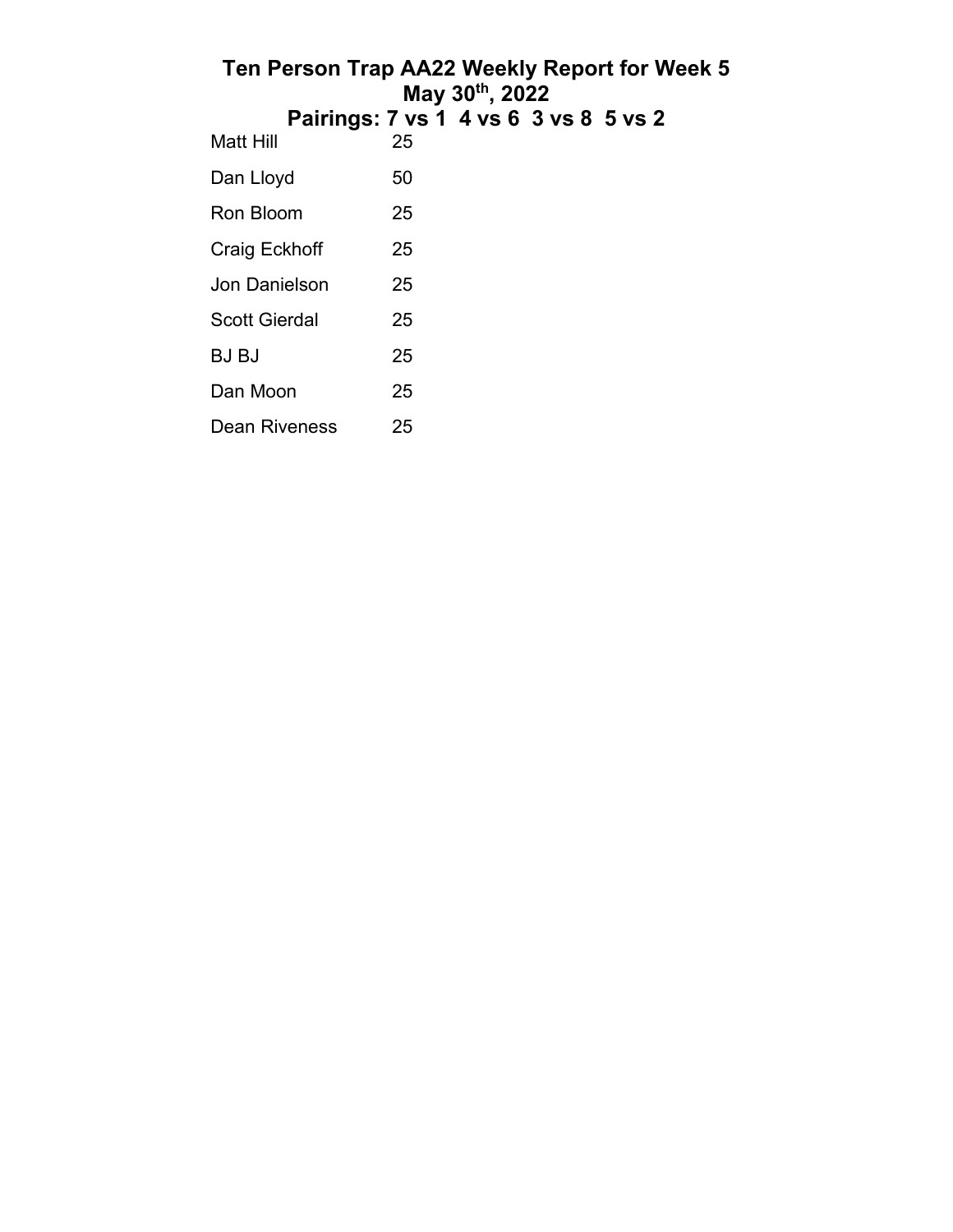# Ten Person Trap AA22 Weekly Report for Week 5
## May 30th, 2022
## Pairings: 7 vs 1  4 vs 6  3 vs 8  5 vs 2

| | |
|---|---|
| Matt Hill | 25 |
| Dan Lloyd | 50 |
| Ron Bloom | 25 |
| Craig Eckhoff | 25 |
| Jon Danielson | 25 |
| Scott Gierdal | 25 |
| BJ BJ | 25 |
| Dan Moon | 25 |
| Dean Riveness | 25 |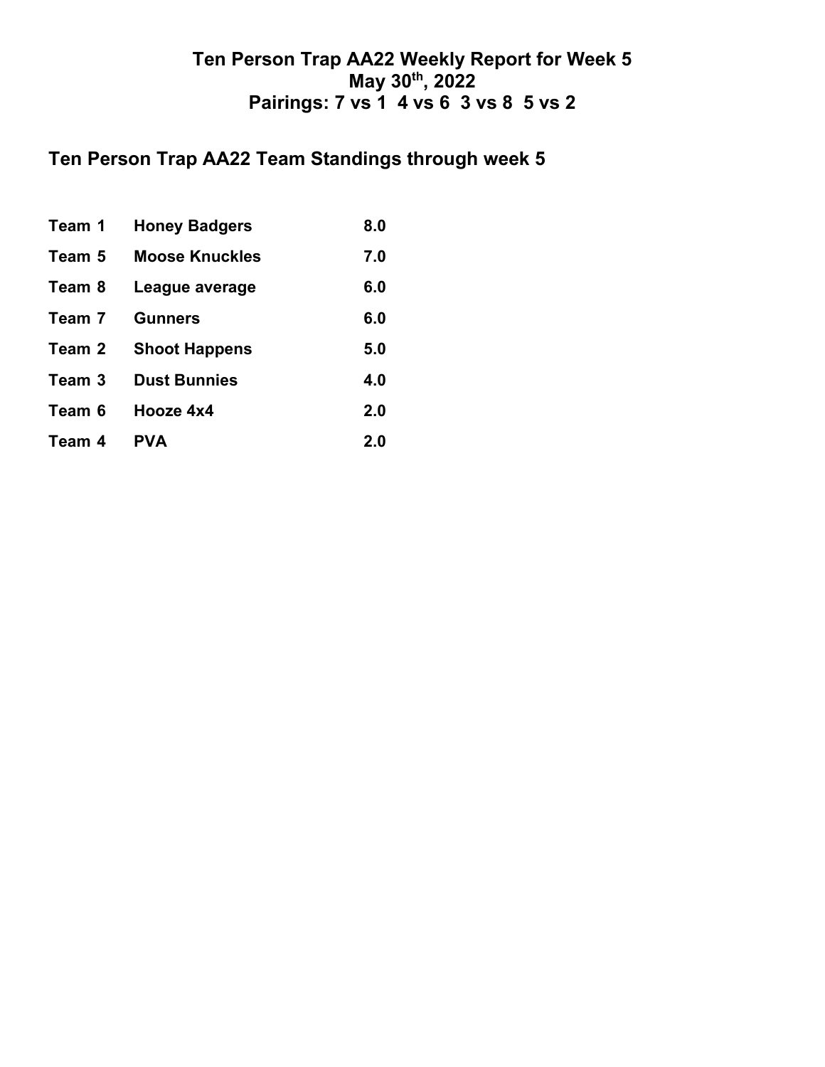# Ten Person Trap AA22 Weekly Report for Week 5
# May 30th, 2022
# Pairings: 7 vs 1  4 vs 6  3 vs 8  5 vs 2

## Ten Person Trap AA22 Team Standings through week 5

| | | |
|---|---|---|
| **Team 1** | **Honey Badgers** | **8.0** |
| **Team 5** | **Moose Knuckles** | **7.0** |
| **Team 8** | **League average** | **6.0** |
| **Team 7** | **Gunners** | **6.0** |
| **Team 2** | **Shoot Happens** | **5.0** |
| **Team 3** | **Dust Bunnies** | **4.0** |
| **Team 6** | **Hooze 4x4** | **2.0** |
| **Team 4** | **PVA** | **2.0** |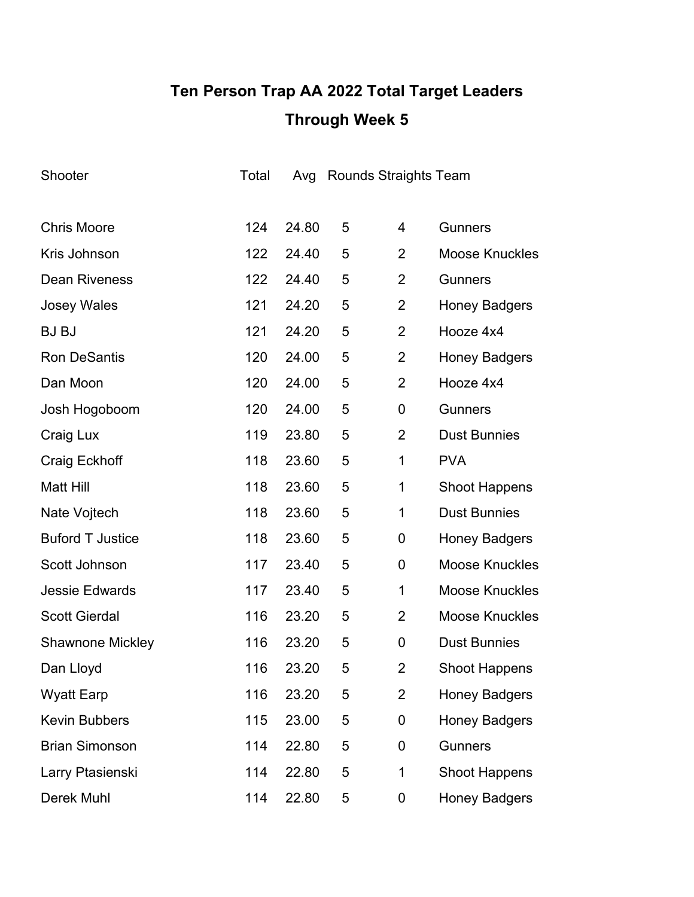# Ten Person Trap AA 2022 Total Target Leaders

## Through Week 5

| Shooter | Total | Avg | Rounds | Straights | Team |
|---|---|---|---|---|---|
| Chris Moore | 124 | 24.80 | 5 | 4 | Gunners |
| Kris Johnson | 122 | 24.40 | 5 | 2 | Moose Knuckles |
| Dean Riveness | 122 | 24.40 | 5 | 2 | Gunners |
| Josey Wales | 121 | 24.20 | 5 | 2 | Honey Badgers |
| BJ BJ | 121 | 24.20 | 5 | 2 | Hooze 4x4 |
| Ron DeSantis | 120 | 24.00 | 5 | 2 | Honey Badgers |
| Dan Moon | 120 | 24.00 | 5 | 2 | Hooze 4x4 |
| Josh Hogoboom | 120 | 24.00 | 5 | 0 | Gunners |
| Craig Lux | 119 | 23.80 | 5 | 2 | Dust Bunnies |
| Craig Eckhoff | 118 | 23.60 | 5 | 1 | PVA |
| Matt Hill | 118 | 23.60 | 5 | 1 | Shoot Happens |
| Nate Vojtech | 118 | 23.60 | 5 | 1 | Dust Bunnies |
| Buford T Justice | 118 | 23.60 | 5 | 0 | Honey Badgers |
| Scott Johnson | 117 | 23.40 | 5 | 0 | Moose Knuckles |
| Jessie Edwards | 117 | 23.40 | 5 | 1 | Moose Knuckles |
| Scott Gierdal | 116 | 23.20 | 5 | 2 | Moose Knuckles |
| Shawnone Mickley | 116 | 23.20 | 5 | 0 | Dust Bunnies |
| Dan Lloyd | 116 | 23.20 | 5 | 2 | Shoot Happens |
| Wyatt Earp | 116 | 23.20 | 5 | 2 | Honey Badgers |
| Kevin Bubbers | 115 | 23.00 | 5 | 0 | Honey Badgers |
| Brian Simonson | 114 | 22.80 | 5 | 0 | Gunners |
| Larry Ptasienski | 114 | 22.80 | 5 | 1 | Shoot Happens |
| Derek Muhl | 114 | 22.80 | 5 | 0 | Honey Badgers |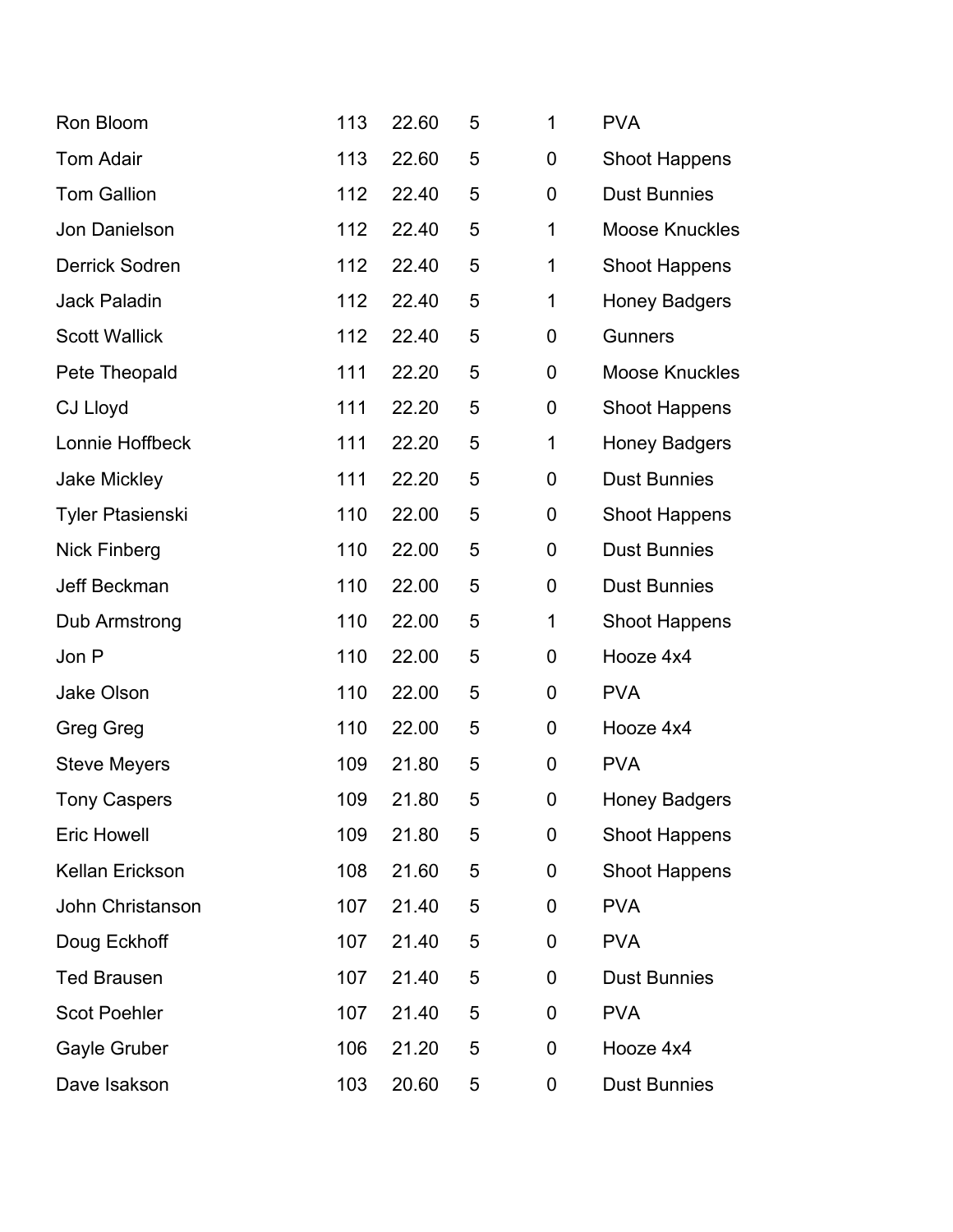| | | | | | |
|---|---|---|---|---|---|
| Ron Bloom | 113 | 22.60 | 5 | 1 | PVA |
| Tom Adair | 113 | 22.60 | 5 | 0 | Shoot Happens |
| Tom Gallion | 112 | 22.40 | 5 | 0 | Dust Bunnies |
| Jon Danielson | 112 | 22.40 | 5 | 1 | Moose Knuckles |
| Derrick Sodren | 112 | 22.40 | 5 | 1 | Shoot Happens |
| Jack Paladin | 112 | 22.40 | 5 | 1 | Honey Badgers |
| Scott Wallick | 112 | 22.40 | 5 | 0 | Gunners |
| Pete Theopald | 111 | 22.20 | 5 | 0 | Moose Knuckles |
| CJ Lloyd | 111 | 22.20 | 5 | 0 | Shoot Happens |
| Lonnie Hoffbeck | 111 | 22.20 | 5 | 1 | Honey Badgers |
| Jake Mickley | 111 | 22.20 | 5 | 0 | Dust Bunnies |
| Tyler Ptasienski | 110 | 22.00 | 5 | 0 | Shoot Happens |
| Nick Finberg | 110 | 22.00 | 5 | 0 | Dust Bunnies |
| Jeff Beckman | 110 | 22.00 | 5 | 0 | Dust Bunnies |
| Dub Armstrong | 110 | 22.00 | 5 | 1 | Shoot Happens |
| Jon P | 110 | 22.00 | 5 | 0 | Hooze 4x4 |
| Jake Olson | 110 | 22.00 | 5 | 0 | PVA |
| Greg Greg | 110 | 22.00 | 5 | 0 | Hooze 4x4 |
| Steve Meyers | 109 | 21.80 | 5 | 0 | PVA |
| Tony Caspers | 109 | 21.80 | 5 | 0 | Honey Badgers |
| Eric Howell | 109 | 21.80 | 5 | 0 | Shoot Happens |
| Kellan Erickson | 108 | 21.60 | 5 | 0 | Shoot Happens |
| John Christanson | 107 | 21.40 | 5 | 0 | PVA |
| Doug Eckhoff | 107 | 21.40 | 5 | 0 | PVA |
| Ted Brausen | 107 | 21.40 | 5 | 0 | Dust Bunnies |
| Scot Poehler | 107 | 21.40 | 5 | 0 | PVA |
| Gayle Gruber | 106 | 21.20 | 5 | 0 | Hooze 4x4 |
| Dave Isakson | 103 | 20.60 | 5 | 0 | Dust Bunnies |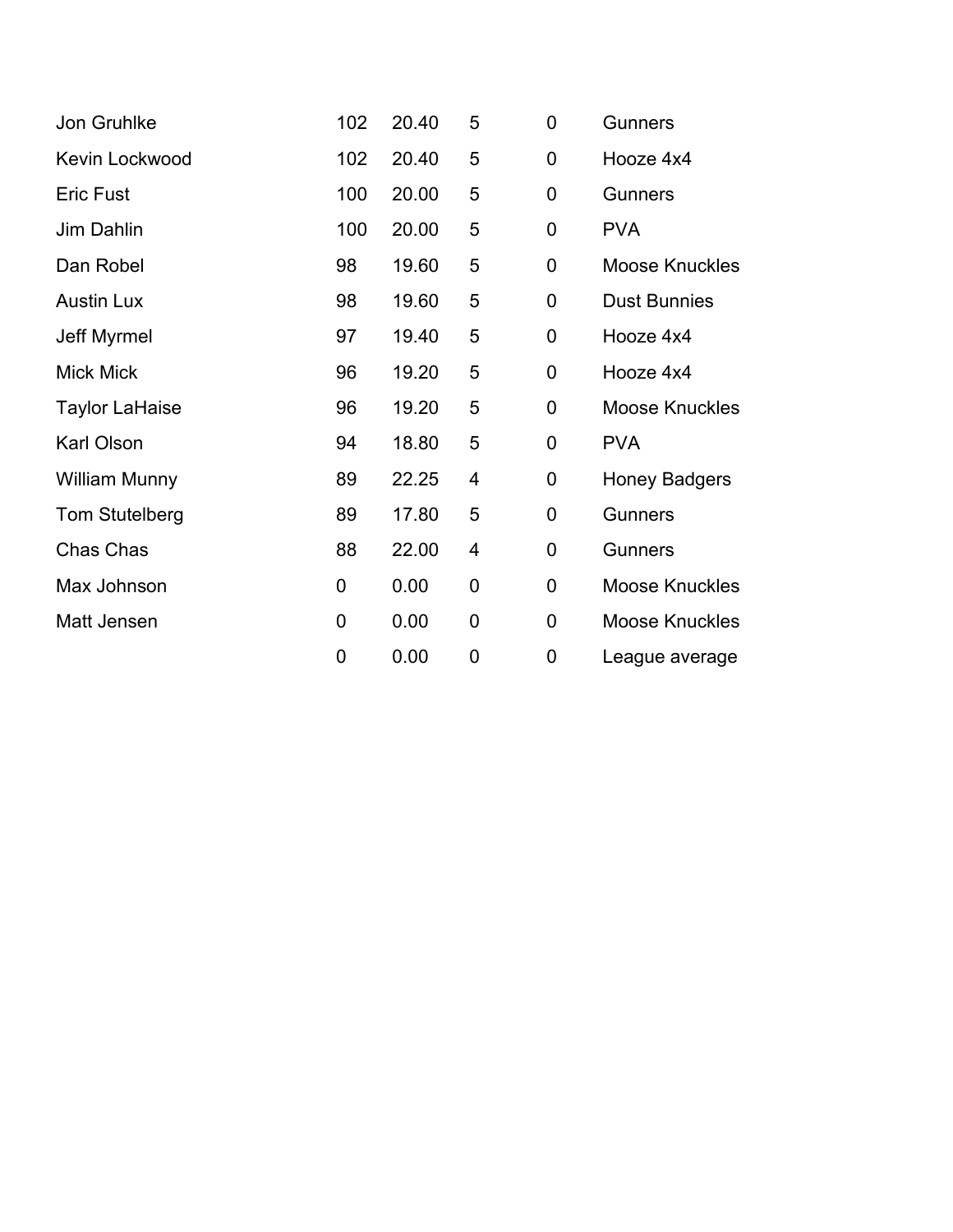| | | | | | |
|---|---|---|---|---|---|
| Jon Gruhlke | 102 | 20.40 | 5 | 0 | Gunners |
| Kevin Lockwood | 102 | 20.40 | 5 | 0 | Hooze 4x4 |
| Eric Fust | 100 | 20.00 | 5 | 0 | Gunners |
| Jim Dahlin | 100 | 20.00 | 5 | 0 | PVA |
| Dan Robel | 98 | 19.60 | 5 | 0 | Moose Knuckles |
| Austin Lux | 98 | 19.60 | 5 | 0 | Dust Bunnies |
| Jeff Myrmel | 97 | 19.40 | 5 | 0 | Hooze 4x4 |
| Mick Mick | 96 | 19.20 | 5 | 0 | Hooze 4x4 |
| Taylor LaHaise | 96 | 19.20 | 5 | 0 | Moose Knuckles |
| Karl Olson | 94 | 18.80 | 5 | 0 | PVA |
| William Munny | 89 | 22.25 | 4 | 0 | Honey Badgers |
| Tom Stutelberg | 89 | 17.80 | 5 | 0 | Gunners |
| Chas Chas | 88 | 22.00 | 4 | 0 | Gunners |
| Max Johnson | 0 | 0.00 | 0 | 0 | Moose Knuckles |
| Matt Jensen | 0 | 0.00 | 0 | 0 | Moose Knuckles |
| | 0 | 0.00 | 0 | 0 | League average |